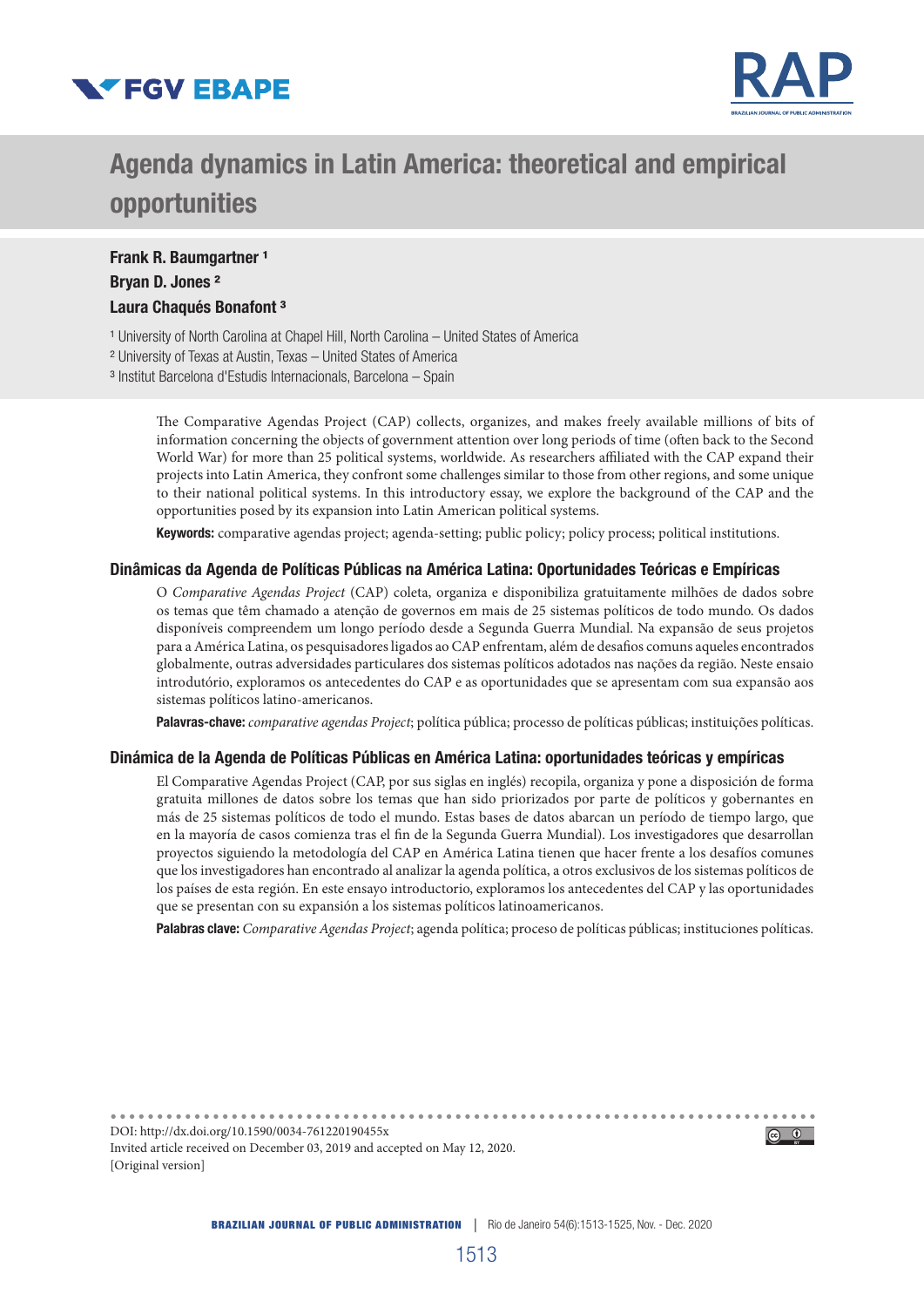# Agenda dynamics in Latin America: theoretical and empirical opportunities

**Frank R. Baumgartner** [1]
**Bryan D. Jones** [2]
**Laura Chaqués Bonafont** [3]

[1] University of North Carolina at Chapel Hill, North Carolina – United States of America
[2] University of Texas at Austin, Texas – United States of America
[3] Institut Barcelona d'Estudis Internacionals, Barcelona – Spain

The Comparative Agendas Project (CAP) collects, organizes, and makes freely available millions of bits of information concerning the objects of government attention over long periods of time (often back to the Second World War) for more than 25 political systems, worldwide. As researchers affiliated with the CAP expand their projects into Latin America, they confront some challenges similar to those from other regions, and some unique to their national political systems. In this introductory essay, we explore the background of the CAP and the opportunities posed by its expansion into Latin American political systems.

**Keywords:** comparative agendas project; agenda-setting; public policy; policy process; political institutions.

## Dinâmicas da Agenda de Políticas Públicas na América Latina: Oportunidades Teóricas e Empíricas

O *Comparative Agendas Project* (CAP) coleta, organiza e disponibiliza gratuitamente milhões de dados sobre os temas que têm chamado a atenção de governos em mais de 25 sistemas políticos de todo mundo. Os dados disponíveis compreendem um longo período desde a Segunda Guerra Mundial. Na expansão de seus projetos para a América Latina, os pesquisadores ligados ao CAP enfrentam, além de desafios comuns aqueles encontrados globalmente, outras adversidades particulares dos sistemas políticos adotados nas nações da região. Neste ensaio introdutório, exploramos os antecedentes do CAP e as oportunidades que se apresentam com sua expansão aos sistemas políticos latino-americanos.

**Palavras-chave:** *comparative agendas Project*; política pública; processo de políticas públicas; instituições políticas.

## Dinámica de la Agenda de Políticas Públicas en América Latina: oportunidades teóricas y empíricas

El Comparative Agendas Project (CAP, por sus siglas en inglés) recopila, organiza y pone a disposición de forma gratuita millones de datos sobre los temas que han sido priorizados por parte de políticos y gobernantes en más de 25 sistemas políticos de todo el mundo. Estas bases de datos abarcan un período de tiempo largo, que en la mayoría de casos comienza tras el fin de la Segunda Guerra Mundial). Los investigadores que desarrollan proyectos siguiendo la metodología del CAP en América Latina tienen que hacer frente a los desafíos comunes que los investigadores han encontrado al analizar la agenda política, a otros exclusivos de los sistemas políticos de los países de esta región. En este ensayo introductorio, exploramos los antecedentes del CAP y las oportunidades que se presentan con su expansión a los sistemas políticos latinoamericanos.

**Palabras clave:** *Comparative Agendas Project*; agenda política; proceso de políticas públicas; instituciones políticas.

DOI: http://dx.doi.org/10.1590/0034-761220190455x
Invited article received on December 03, 2019 and accepted on May 12, 2020.
[Original version]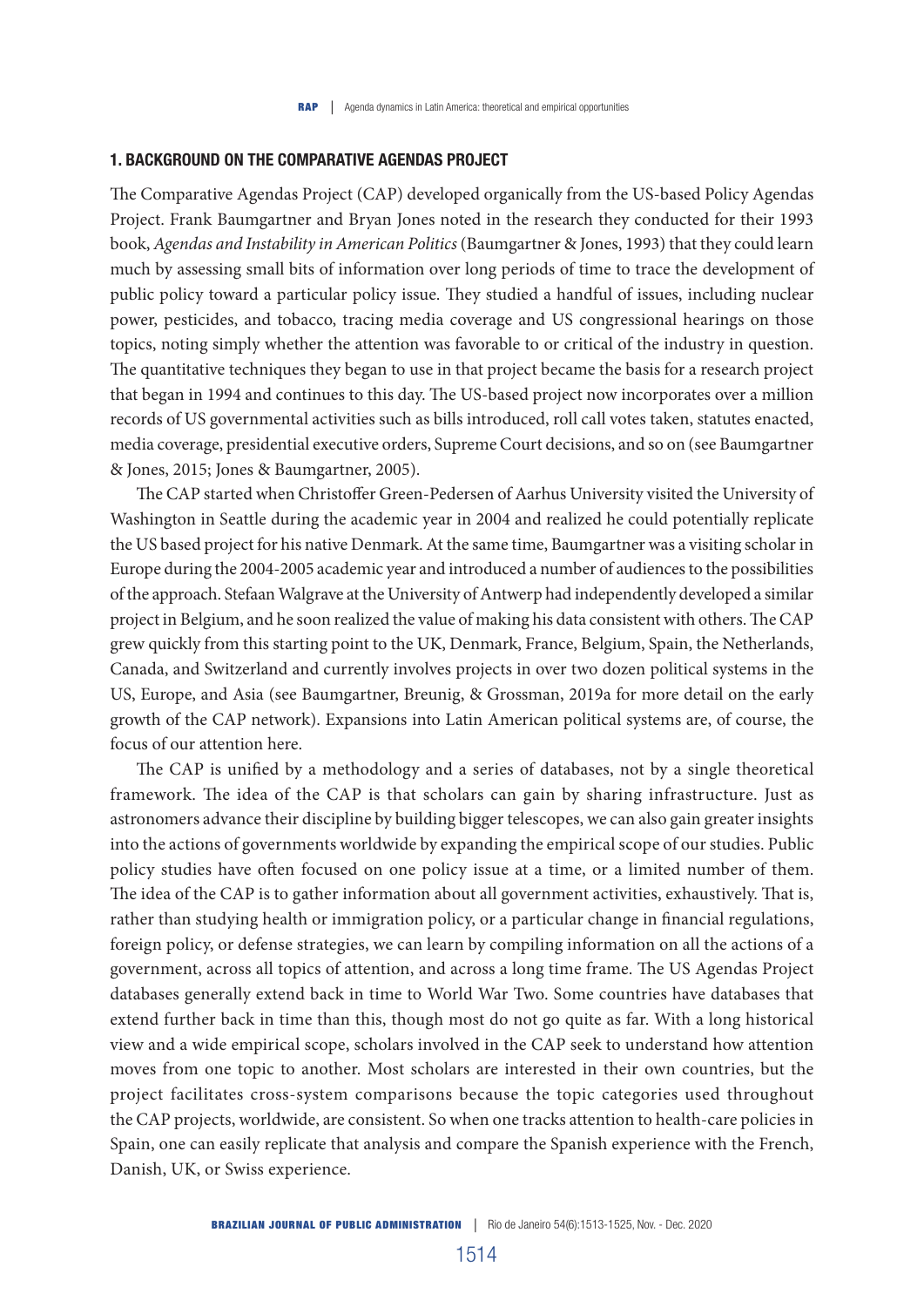## 1. BACKGROUND ON THE COMPARATIVE AGENDAS PROJECT

The Comparative Agendas Project (CAP) developed organically from the US-based Policy Agendas Project. Frank Baumgartner and Bryan Jones noted in the research they conducted for their 1993 book, *Agendas and Instability in American Politics* (Baumgartner & Jones, 1993) that they could learn much by assessing small bits of information over long periods of time to trace the development of public policy toward a particular policy issue. They studied a handful of issues, including nuclear power, pesticides, and tobacco, tracing media coverage and US congressional hearings on those topics, noting simply whether the attention was favorable to or critical of the industry in question. The quantitative techniques they began to use in that project became the basis for a research project that began in 1994 and continues to this day. The US-based project now incorporates over a million records of US governmental activities such as bills introduced, roll call votes taken, statutes enacted, media coverage, presidential executive orders, Supreme Court decisions, and so on (see Baumgartner & Jones, 2015; Jones & Baumgartner, 2005).

The CAP started when Christoffer Green-Pedersen of Aarhus University visited the University of Washington in Seattle during the academic year in 2004 and realized he could potentially replicate the US based project for his native Denmark. At the same time, Baumgartner was a visiting scholar in Europe during the 2004-2005 academic year and introduced a number of audiences to the possibilities of the approach. Stefaan Walgrave at the University of Antwerp had independently developed a similar project in Belgium, and he soon realized the value of making his data consistent with others. The CAP grew quickly from this starting point to the UK, Denmark, France, Belgium, Spain, the Netherlands, Canada, and Switzerland and currently involves projects in over two dozen political systems in the US, Europe, and Asia (see Baumgartner, Breunig, & Grossman, 2019a for more detail on the early growth of the CAP network). Expansions into Latin American political systems are, of course, the focus of our attention here.

The CAP is unified by a methodology and a series of databases, not by a single theoretical framework. The idea of the CAP is that scholars can gain by sharing infrastructure. Just as astronomers advance their discipline by building bigger telescopes, we can also gain greater insights into the actions of governments worldwide by expanding the empirical scope of our studies. Public policy studies have often focused on one policy issue at a time, or a limited number of them. The idea of the CAP is to gather information about all government activities, exhaustively. That is, rather than studying health or immigration policy, or a particular change in financial regulations, foreign policy, or defense strategies, we can learn by compiling information on all the actions of a government, across all topics of attention, and across a long time frame. The US Agendas Project databases generally extend back in time to World War Two. Some countries have databases that extend further back in time than this, though most do not go quite as far. With a long historical view and a wide empirical scope, scholars involved in the CAP seek to understand how attention moves from one topic to another. Most scholars are interested in their own countries, but the project facilitates cross-system comparisons because the topic categories used throughout the CAP projects, worldwide, are consistent. So when one tracks attention to health-care policies in Spain, one can easily replicate that analysis and compare the Spanish experience with the French, Danish, UK, or Swiss experience.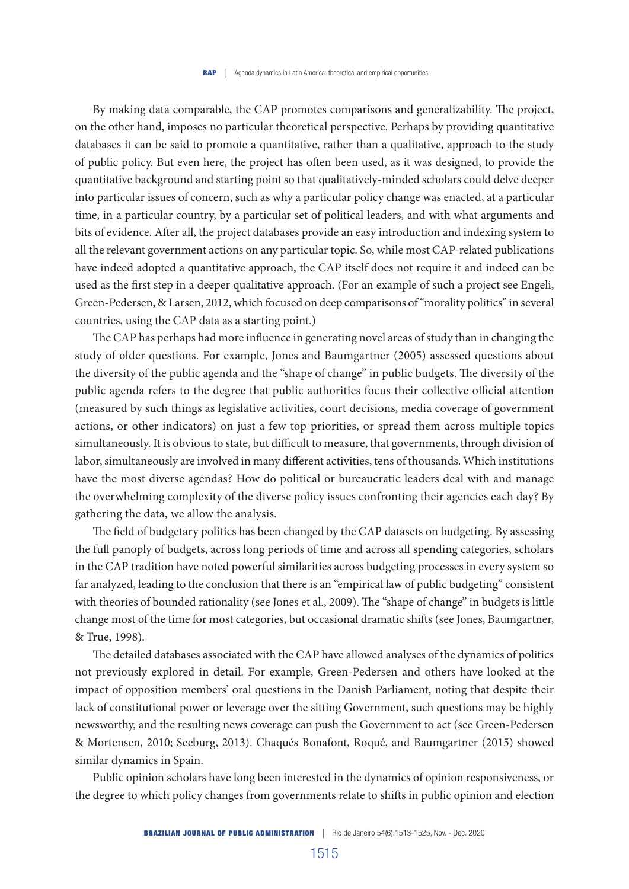By making data comparable, the CAP promotes comparisons and generalizability. The project, on the other hand, imposes no particular theoretical perspective. Perhaps by providing quantitative databases it can be said to promote a quantitative, rather than a qualitative, approach to the study of public policy. But even here, the project has often been used, as it was designed, to provide the quantitative background and starting point so that qualitatively-minded scholars could delve deeper into particular issues of concern, such as why a particular policy change was enacted, at a particular time, in a particular country, by a particular set of political leaders, and with what arguments and bits of evidence. After all, the project databases provide an easy introduction and indexing system to all the relevant government actions on any particular topic. So, while most CAP-related publications have indeed adopted a quantitative approach, the CAP itself does not require it and indeed can be used as the first step in a deeper qualitative approach. (For an example of such a project see Engeli, Green-Pedersen, & Larsen, 2012, which focused on deep comparisons of "morality politics" in several countries, using the CAP data as a starting point.)

The CAP has perhaps had more influence in generating novel areas of study than in changing the study of older questions. For example, Jones and Baumgartner (2005) assessed questions about the diversity of the public agenda and the "shape of change" in public budgets. The diversity of the public agenda refers to the degree that public authorities focus their collective official attention (measured by such things as legislative activities, court decisions, media coverage of government actions, or other indicators) on just a few top priorities, or spread them across multiple topics simultaneously. It is obvious to state, but difficult to measure, that governments, through division of labor, simultaneously are involved in many different activities, tens of thousands. Which institutions have the most diverse agendas? How do political or bureaucratic leaders deal with and manage the overwhelming complexity of the diverse policy issues confronting their agencies each day? By gathering the data, we allow the analysis.

The field of budgetary politics has been changed by the CAP datasets on budgeting. By assessing the full panoply of budgets, across long periods of time and across all spending categories, scholars in the CAP tradition have noted powerful similarities across budgeting processes in every system so far analyzed, leading to the conclusion that there is an "empirical law of public budgeting" consistent with theories of bounded rationality (see Jones et al., 2009). The "shape of change" in budgets is little change most of the time for most categories, but occasional dramatic shifts (see Jones, Baumgartner, & True, 1998).

The detailed databases associated with the CAP have allowed analyses of the dynamics of politics not previously explored in detail. For example, Green-Pedersen and others have looked at the impact of opposition members' oral questions in the Danish Parliament, noting that despite their lack of constitutional power or leverage over the sitting Government, such questions may be highly newsworthy, and the resulting news coverage can push the Government to act (see Green-Pedersen & Mortensen, 2010; Seeburg, 2013). Chaqués Bonafont, Roqué, and Baumgartner (2015) showed similar dynamics in Spain.

Public opinion scholars have long been interested in the dynamics of opinion responsiveness, or the degree to which policy changes from governments relate to shifts in public opinion and election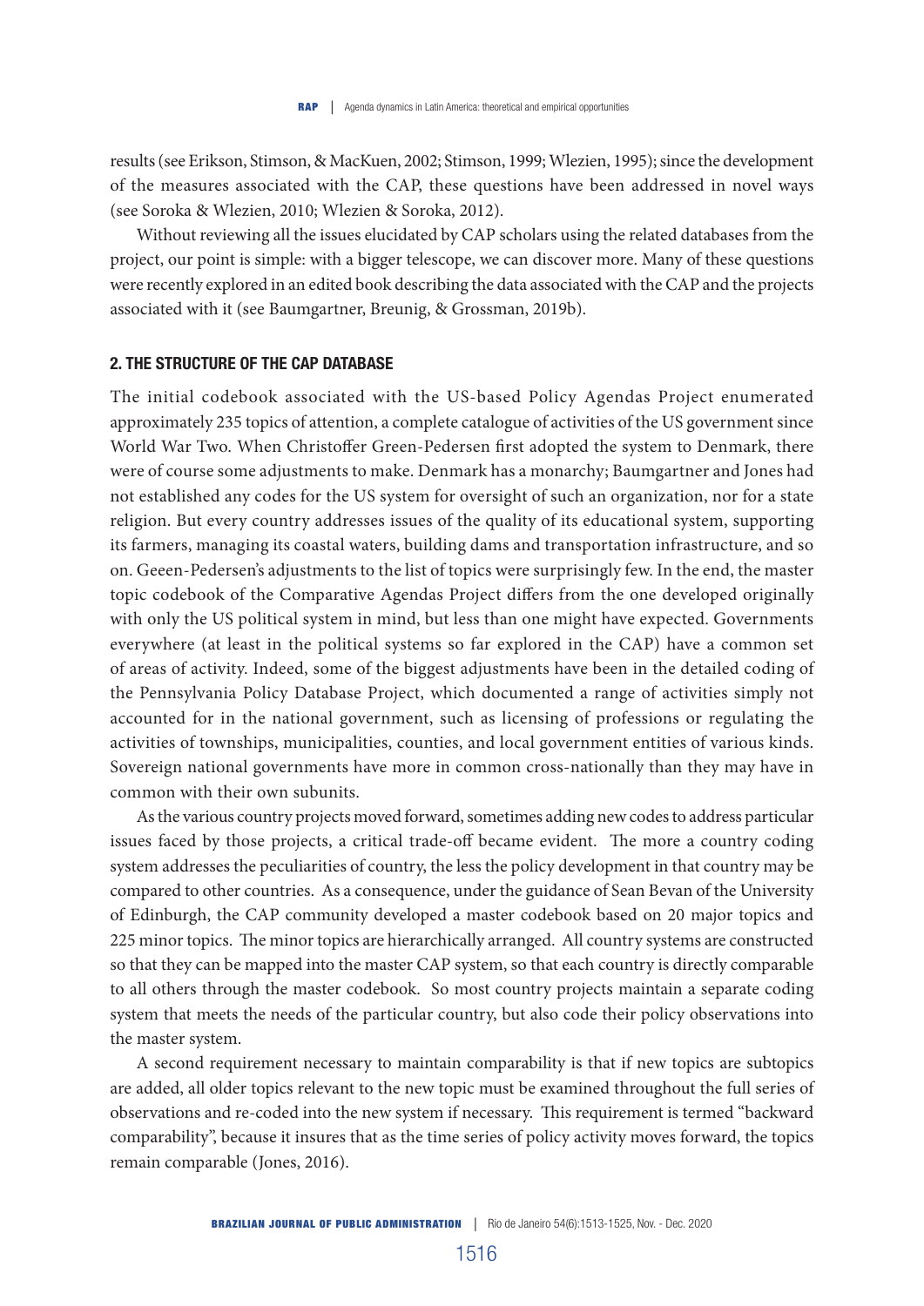results (see Erikson, Stimson, & MacKuen, 2002; Stimson, 1999; Wlezien, 1995); since the development of the measures associated with the CAP, these questions have been addressed in novel ways (see Soroka & Wlezien, 2010; Wlezien & Soroka, 2012).

Without reviewing all the issues elucidated by CAP scholars using the related databases from the project, our point is simple: with a bigger telescope, we can discover more. Many of these questions were recently explored in an edited book describing the data associated with the CAP and the projects associated with it (see Baumgartner, Breunig, & Grossman, 2019b).

## 2. THE STRUCTURE OF THE CAP DATABASE

The initial codebook associated with the US-based Policy Agendas Project enumerated approximately 235 topics of attention, a complete catalogue of activities of the US government since World War Two. When Christoffer Green-Pedersen first adopted the system to Denmark, there were of course some adjustments to make. Denmark has a monarchy; Baumgartner and Jones had not established any codes for the US system for oversight of such an organization, nor for a state religion. But every country addresses issues of the quality of its educational system, supporting its farmers, managing its coastal waters, building dams and transportation infrastructure, and so on. Geeen-Pedersen's adjustments to the list of topics were surprisingly few. In the end, the master topic codebook of the Comparative Agendas Project differs from the one developed originally with only the US political system in mind, but less than one might have expected. Governments everywhere (at least in the political systems so far explored in the CAP) have a common set of areas of activity. Indeed, some of the biggest adjustments have been in the detailed coding of the Pennsylvania Policy Database Project, which documented a range of activities simply not accounted for in the national government, such as licensing of professions or regulating the activities of townships, municipalities, counties, and local government entities of various kinds. Sovereign national governments have more in common cross-nationally than they may have in common with their own subunits.

As the various country projects moved forward, sometimes adding new codes to address particular issues faced by those projects, a critical trade-off became evident. The more a country coding system addresses the peculiarities of country, the less the policy development in that country may be compared to other countries. As a consequence, under the guidance of Sean Bevan of the University of Edinburgh, the CAP community developed a master codebook based on 20 major topics and 225 minor topics. The minor topics are hierarchically arranged. All country systems are constructed so that they can be mapped into the master CAP system, so that each country is directly comparable to all others through the master codebook. So most country projects maintain a separate coding system that meets the needs of the particular country, but also code their policy observations into the master system.

A second requirement necessary to maintain comparability is that if new topics are subtopics are added, all older topics relevant to the new topic must be examined throughout the full series of observations and re-coded into the new system if necessary. This requirement is termed "backward comparability", because it insures that as the time series of policy activity moves forward, the topics remain comparable (Jones, 2016).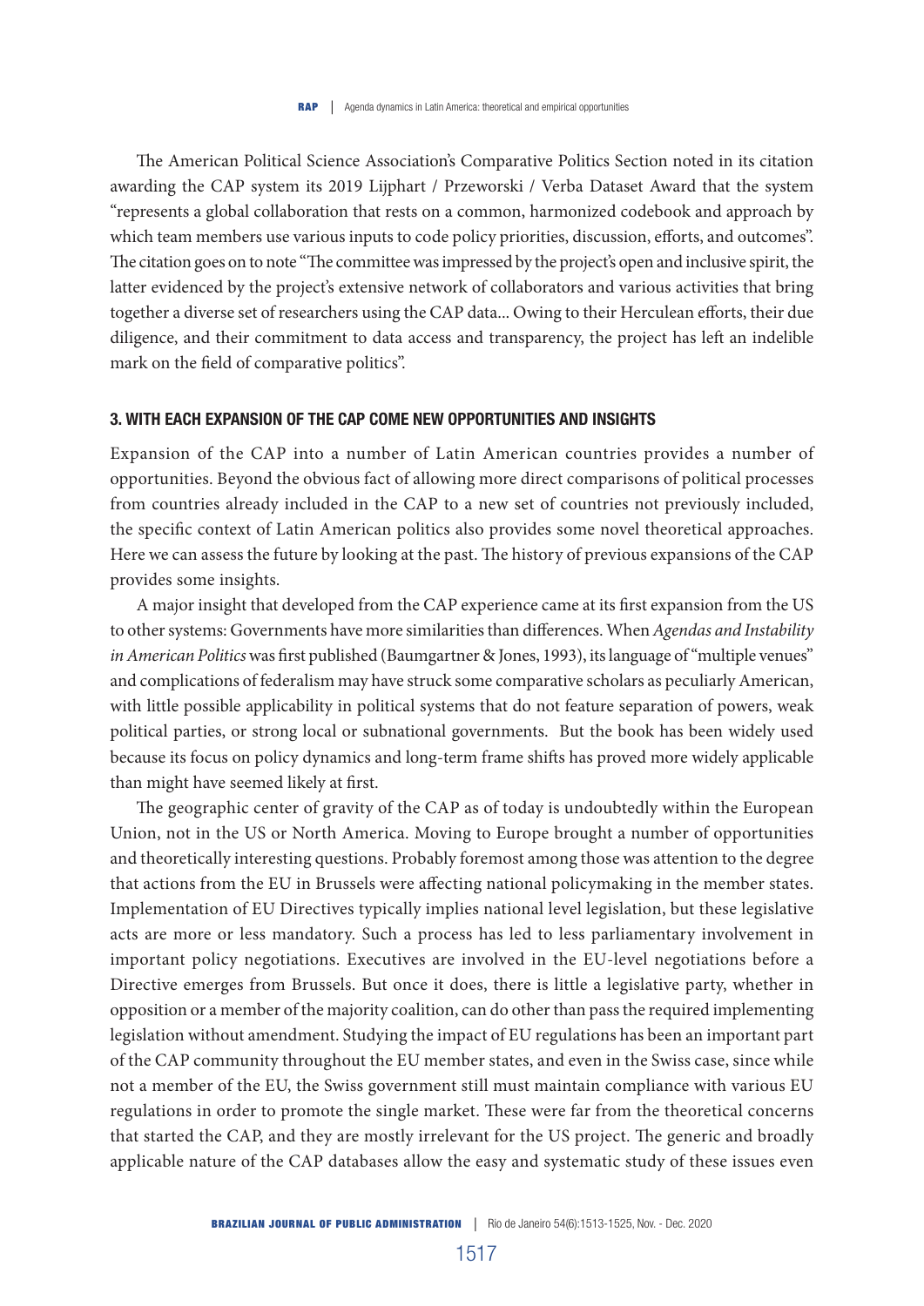The American Political Science Association's Comparative Politics Section noted in its citation awarding the CAP system its 2019 Lijphart / Przeworski / Verba Dataset Award that the system "represents a global collaboration that rests on a common, harmonized codebook and approach by which team members use various inputs to code policy priorities, discussion, efforts, and outcomes". The citation goes on to note "The committee was impressed by the project's open and inclusive spirit, the latter evidenced by the project's extensive network of collaborators and various activities that bring together a diverse set of researchers using the CAP data... Owing to their Herculean efforts, their due diligence, and their commitment to data access and transparency, the project has left an indelible mark on the field of comparative politics".

## 3. WITH EACH EXPANSION OF THE CAP COME NEW OPPORTUNITIES AND INSIGHTS

Expansion of the CAP into a number of Latin American countries provides a number of opportunities. Beyond the obvious fact of allowing more direct comparisons of political processes from countries already included in the CAP to a new set of countries not previously included, the specific context of Latin American politics also provides some novel theoretical approaches. Here we can assess the future by looking at the past. The history of previous expansions of the CAP provides some insights.

A major insight that developed from the CAP experience came at its first expansion from the US to other systems: Governments have more similarities than differences. When *Agendas and Instability in American Politics* was first published (Baumgartner & Jones, 1993), its language of "multiple venues" and complications of federalism may have struck some comparative scholars as peculiarly American, with little possible applicability in political systems that do not feature separation of powers, weak political parties, or strong local or subnational governments. But the book has been widely used because its focus on policy dynamics and long-term frame shifts has proved more widely applicable than might have seemed likely at first.

The geographic center of gravity of the CAP as of today is undoubtedly within the European Union, not in the US or North America. Moving to Europe brought a number of opportunities and theoretically interesting questions. Probably foremost among those was attention to the degree that actions from the EU in Brussels were affecting national policymaking in the member states. Implementation of EU Directives typically implies national level legislation, but these legislative acts are more or less mandatory. Such a process has led to less parliamentary involvement in important policy negotiations. Executives are involved in the EU-level negotiations before a Directive emerges from Brussels. But once it does, there is little a legislative party, whether in opposition or a member of the majority coalition, can do other than pass the required implementing legislation without amendment. Studying the impact of EU regulations has been an important part of the CAP community throughout the EU member states, and even in the Swiss case, since while not a member of the EU, the Swiss government still must maintain compliance with various EU regulations in order to promote the single market. These were far from the theoretical concerns that started the CAP, and they are mostly irrelevant for the US project. The generic and broadly applicable nature of the CAP databases allow the easy and systematic study of these issues even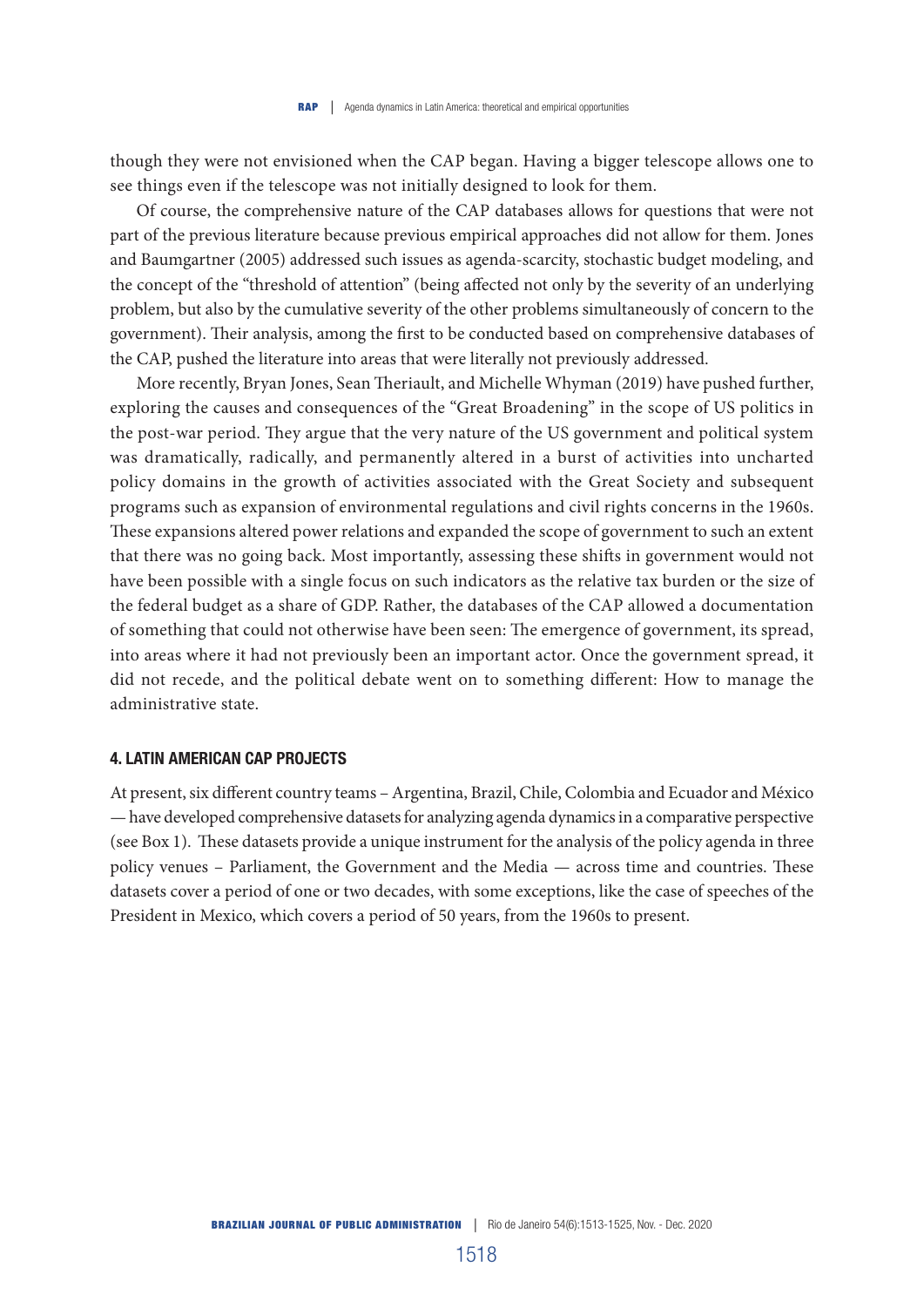though they were not envisioned when the CAP began. Having a bigger telescope allows one to see things even if the telescope was not initially designed to look for them.

Of course, the comprehensive nature of the CAP databases allows for questions that were not part of the previous literature because previous empirical approaches did not allow for them. Jones and Baumgartner (2005) addressed such issues as agenda-scarcity, stochastic budget modeling, and the concept of the "threshold of attention" (being affected not only by the severity of an underlying problem, but also by the cumulative severity of the other problems simultaneously of concern to the government). Their analysis, among the first to be conducted based on comprehensive databases of the CAP, pushed the literature into areas that were literally not previously addressed.

More recently, Bryan Jones, Sean Theriault, and Michelle Whyman (2019) have pushed further, exploring the causes and consequences of the "Great Broadening" in the scope of US politics in the post-war period. They argue that the very nature of the US government and political system was dramatically, radically, and permanently altered in a burst of activities into uncharted policy domains in the growth of activities associated with the Great Society and subsequent programs such as expansion of environmental regulations and civil rights concerns in the 1960s. These expansions altered power relations and expanded the scope of government to such an extent that there was no going back. Most importantly, assessing these shifts in government would not have been possible with a single focus on such indicators as the relative tax burden or the size of the federal budget as a share of GDP. Rather, the databases of the CAP allowed a documentation of something that could not otherwise have been seen: The emergence of government, its spread, into areas where it had not previously been an important actor. Once the government spread, it did not recede, and the political debate went on to something different: How to manage the administrative state.

## 4. LATIN AMERICAN CAP PROJECTS

At present, six different country teams – Argentina, Brazil, Chile, Colombia and Ecuador and México — have developed comprehensive datasets for analyzing agenda dynamics in a comparative perspective (see Box 1). These datasets provide a unique instrument for the analysis of the policy agenda in three policy venues – Parliament, the Government and the Media — across time and countries. These datasets cover a period of one or two decades, with some exceptions, like the case of speeches of the President in Mexico, which covers a period of 50 years, from the 1960s to present.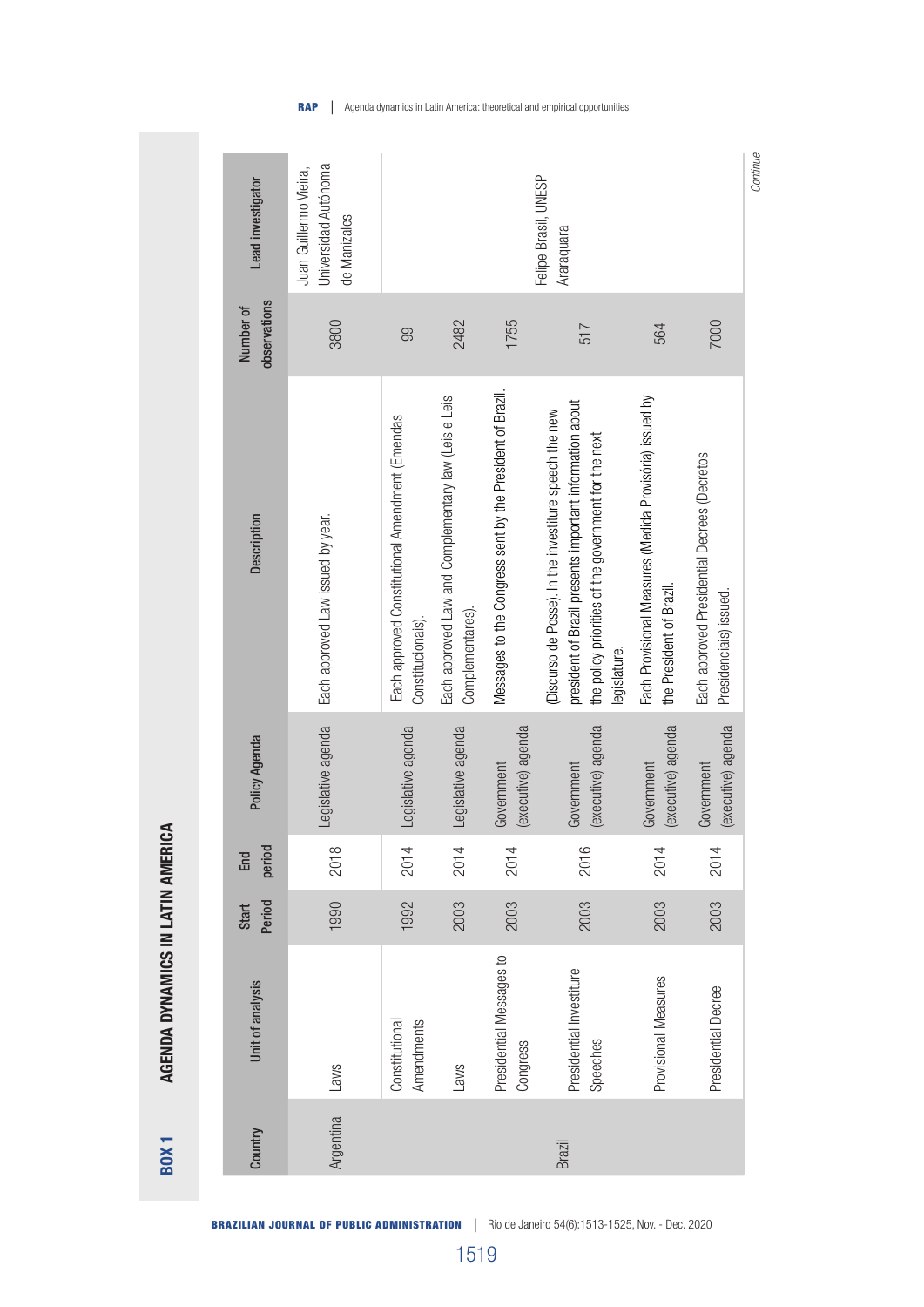**BOX 1 AGENDA DYNAMICS IN LATIN AMERICA**

| Country | Unit of analysis | Start Period | End period | Policy Agenda | Description | Number of observations | Lead investigator |
|---|---|---|---|---|---|---|---|
| Argentina | Laws | 1990 | 2018 | Legislative agenda | Each approved Law issued by year. | 3800 | Juan Guillermo Vieira, Universidad Autónoma de Manizales |
| Brazil | Constitutional Amendments | 1992 | 2014 | Legislative agenda | Each approved Constitutional Amendment (Emendas Constitucionais). | 99 | Felipe Brasil, UNESP Araraquara |
| | Laws | 2003 | 2014 | Legislative agenda | Each approved Law and Complementary law (Leis e Leis Complementares). | 2482 | |
| | Presidential Messages to Congress | 2003 | 2014 | Government (executive) agenda | Messages to the Congress sent by the President of Brazil. | 1755 | |
| | Presidential Investiture Speeches | 2003 | 2016 | Government (executive) agenda | (Discurso de Posse). In the investiture speech the new president of Brazil presents important information about the policy priorities of the government for the next legislature. | 517 | |
| | Provisional Measures | 2003 | 2014 | Government (executive) agenda | Each Provisional Measures (Medida Provisória) issued by the President of Brazil. | 564 | |
| | Presidential Decree | 2003 | 2014 | Government (executive) agenda | Each approved Presidential Decrees (Decretos Presidenciais) issued. | 7000 | |

*Continue*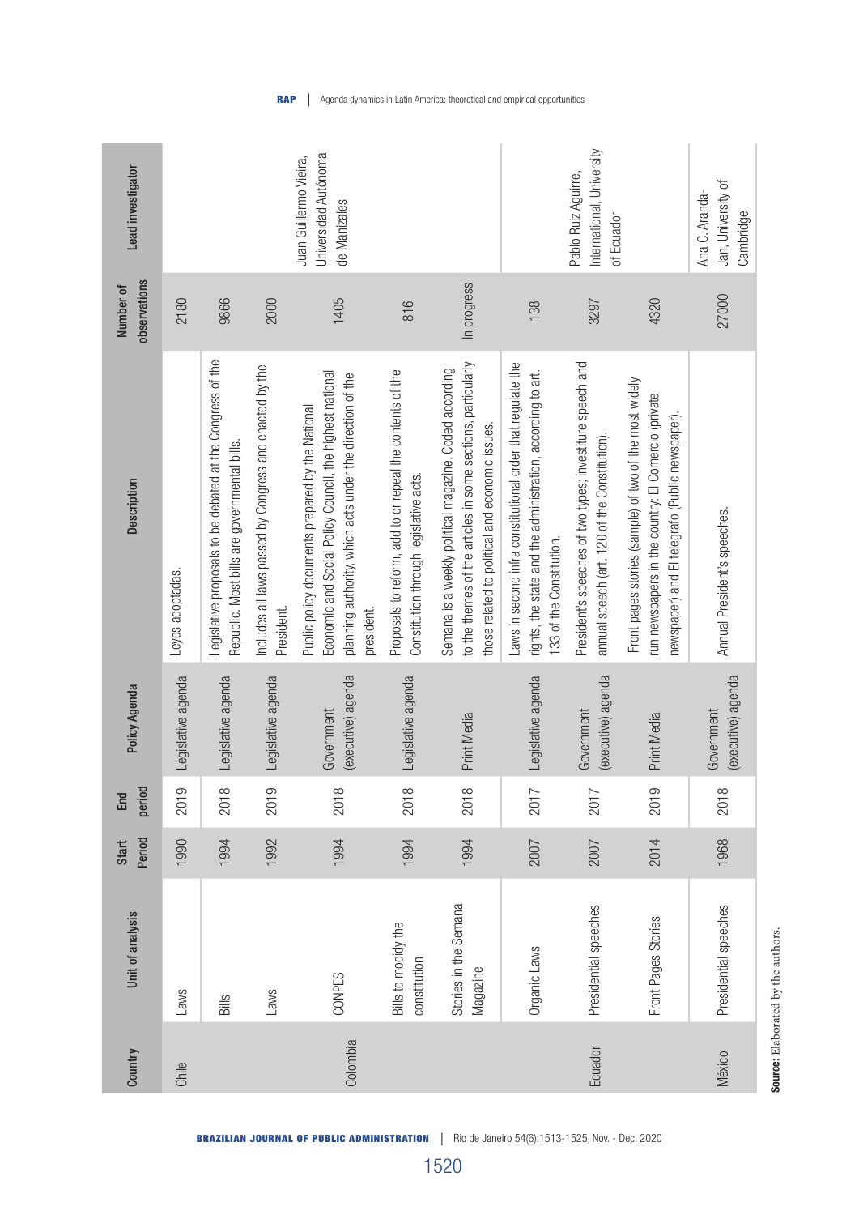| Country | Unit of analysis | Start Period | End period | Policy Agenda | Description | Number of observations | Lead investigator |
|---|---|---|---|---|---|---|---|
| Chile | Laws | 1990 | 2019 | Legislative agenda | Leyes adoptadas. | 2180 | |
| Colombia | Bills | 1994 | 2018 | Legislative agenda | Legislative proposals to be debated at the Congress of the Republic. Most bills are governmental bills. | 9866 | Juan Guillermo Vieira, Universidad Autónoma de Manizales |
| | Laws | 1992 | 2019 | Legislative agenda | Includes all laws passed by Congress and enacted by the President. | 2000 | |
| | CONPES | 1994 | 2018 | Government (executive) agenda | Public policy documents prepared by the National Economic and Social Policy Council, the highest national planning authority, which acts under the direction of the president. | 1405 | |
| | Bills to modify the constitution | 1994 | 2018 | Legislative agenda | Proposals to reform, add to or repeal the contents of the Constitution through legislative acts. | 816 | |
| | Stories in the Semana Magazine | 1994 | 2018 | Print Media | Semana is a weekly political magazine. Coded according to the themes of the articles in some sections, particularly those related to political and economic issues. | In progress | |
| Ecuador | Organic Laws | 2007 | 2017 | Legislative agenda | Laws in second infra constitutional order that regulate the rights, the state and the administration, according to art. 133 of the Constitution. | 138 | Pablo Ruiz Aguirre, International, University of Ecuador |
| | Presidential speeches | 2007 | 2017 | Government (executive) agenda | President's speeches of two types; investiture speech and annual speech (art. 120 of the Constitution). | 3297 | |
| | Front Pages Stories | 2014 | 2019 | Print Media | Front pages stories (sample) of two of the most widely run newspapers in the country: El Comercio (private newspaper) and El telegrafo (Public newspaper). | 4320 | |
| México | Presidential speeches | 1968 | 2018 | Government (executive) agenda | Annual President's speeches. | 27000 | Ana C. Aranda-Jan, University of Cambridge |

**Source:** Elaborated by the authors.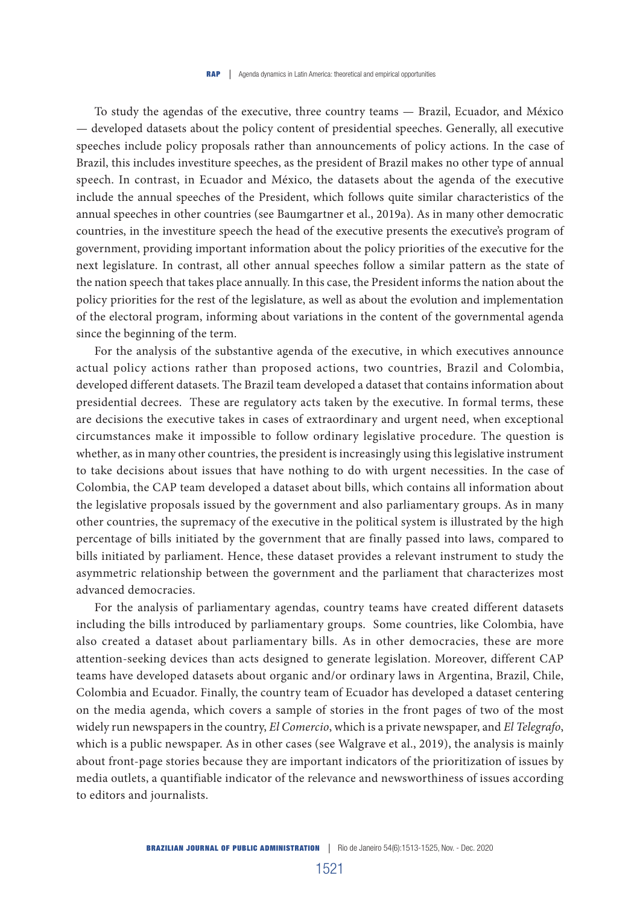To study the agendas of the executive, three country teams — Brazil, Ecuador, and México — developed datasets about the policy content of presidential speeches. Generally, all executive speeches include policy proposals rather than announcements of policy actions. In the case of Brazil, this includes investiture speeches, as the president of Brazil makes no other type of annual speech. In contrast, in Ecuador and México, the datasets about the agenda of the executive include the annual speeches of the President, which follows quite similar characteristics of the annual speeches in other countries (see Baumgartner et al., 2019a). As in many other democratic countries, in the investiture speech the head of the executive presents the executive's program of government, providing important information about the policy priorities of the executive for the next legislature. In contrast, all other annual speeches follow a similar pattern as the state of the nation speech that takes place annually. In this case, the President informs the nation about the policy priorities for the rest of the legislature, as well as about the evolution and implementation of the electoral program, informing about variations in the content of the governmental agenda since the beginning of the term.

For the analysis of the substantive agenda of the executive, in which executives announce actual policy actions rather than proposed actions, two countries, Brazil and Colombia, developed different datasets. The Brazil team developed a dataset that contains information about presidential decrees. These are regulatory acts taken by the executive. In formal terms, these are decisions the executive takes in cases of extraordinary and urgent need, when exceptional circumstances make it impossible to follow ordinary legislative procedure. The question is whether, as in many other countries, the president is increasingly using this legislative instrument to take decisions about issues that have nothing to do with urgent necessities. In the case of Colombia, the CAP team developed a dataset about bills, which contains all information about the legislative proposals issued by the government and also parliamentary groups. As in many other countries, the supremacy of the executive in the political system is illustrated by the high percentage of bills initiated by the government that are finally passed into laws, compared to bills initiated by parliament. Hence, these dataset provides a relevant instrument to study the asymmetric relationship between the government and the parliament that characterizes most advanced democracies.

For the analysis of parliamentary agendas, country teams have created different datasets including the bills introduced by parliamentary groups. Some countries, like Colombia, have also created a dataset about parliamentary bills. As in other democracies, these are more attention-seeking devices than acts designed to generate legislation. Moreover, different CAP teams have developed datasets about organic and/or ordinary laws in Argentina, Brazil, Chile, Colombia and Ecuador. Finally, the country team of Ecuador has developed a dataset centering on the media agenda, which covers a sample of stories in the front pages of two of the most widely run newspapers in the country, *El Comercio*, which is a private newspaper, and *El Telegrafo*, which is a public newspaper. As in other cases (see Walgrave et al., 2019), the analysis is mainly about front-page stories because they are important indicators of the prioritization of issues by media outlets, a quantifiable indicator of the relevance and newsworthiness of issues according to editors and journalists.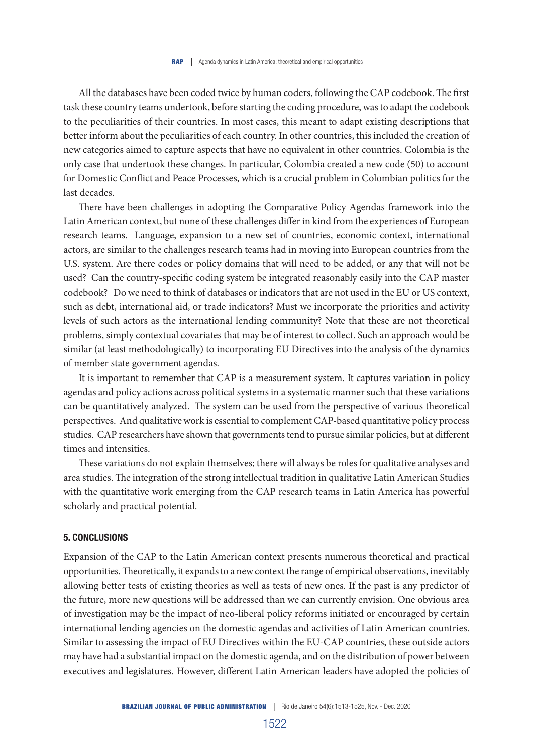All the databases have been coded twice by human coders, following the CAP codebook. The first task these country teams undertook, before starting the coding procedure, was to adapt the codebook to the peculiarities of their countries. In most cases, this meant to adapt existing descriptions that better inform about the peculiarities of each country. In other countries, this included the creation of new categories aimed to capture aspects that have no equivalent in other countries. Colombia is the only case that undertook these changes. In particular, Colombia created a new code (50) to account for Domestic Conflict and Peace Processes, which is a crucial problem in Colombian politics for the last decades.

There have been challenges in adopting the Comparative Policy Agendas framework into the Latin American context, but none of these challenges differ in kind from the experiences of European research teams. Language, expansion to a new set of countries, economic context, international actors, are similar to the challenges research teams had in moving into European countries from the U.S. system. Are there codes or policy domains that will need to be added, or any that will not be used? Can the country-specific coding system be integrated reasonably easily into the CAP master codebook? Do we need to think of databases or indicators that are not used in the EU or US context, such as debt, international aid, or trade indicators? Must we incorporate the priorities and activity levels of such actors as the international lending community? Note that these are not theoretical problems, simply contextual covariates that may be of interest to collect. Such an approach would be similar (at least methodologically) to incorporating EU Directives into the analysis of the dynamics of member state government agendas.

It is important to remember that CAP is a measurement system. It captures variation in policy agendas and policy actions across political systems in a systematic manner such that these variations can be quantitatively analyzed. The system can be used from the perspective of various theoretical perspectives. And qualitative work is essential to complement CAP-based quantitative policy process studies. CAP researchers have shown that governments tend to pursue similar policies, but at different times and intensities.

These variations do not explain themselves; there will always be roles for qualitative analyses and area studies. The integration of the strong intellectual tradition in qualitative Latin American Studies with the quantitative work emerging from the CAP research teams in Latin America has powerful scholarly and practical potential.

## 5. CONCLUSIONS

Expansion of the CAP to the Latin American context presents numerous theoretical and practical opportunities. Theoretically, it expands to a new context the range of empirical observations, inevitably allowing better tests of existing theories as well as tests of new ones. If the past is any predictor of the future, more new questions will be addressed than we can currently envision. One obvious area of investigation may be the impact of neo-liberal policy reforms initiated or encouraged by certain international lending agencies on the domestic agendas and activities of Latin American countries. Similar to assessing the impact of EU Directives within the EU-CAP countries, these outside actors may have had a substantial impact on the domestic agenda, and on the distribution of power between executives and legislatures. However, different Latin American leaders have adopted the policies of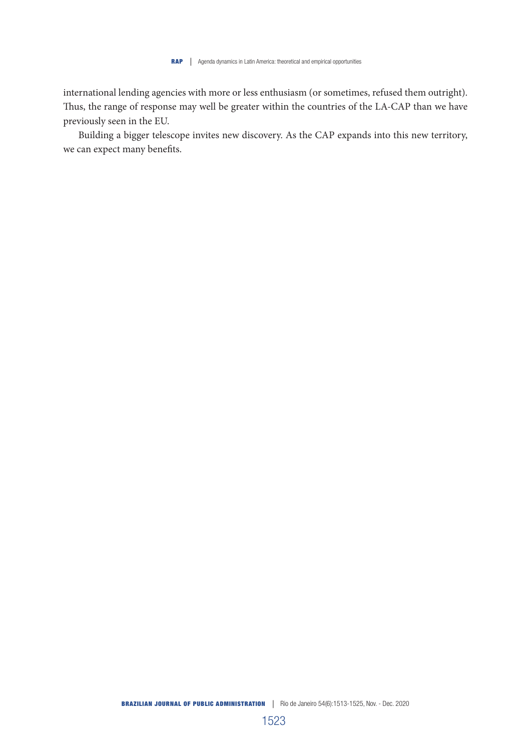international lending agencies with more or less enthusiasm (or sometimes, refused them outright). Thus, the range of response may well be greater within the countries of the LA-CAP than we have previously seen in the EU.

Building a bigger telescope invites new discovery. As the CAP expands into this new territory, we can expect many benefits.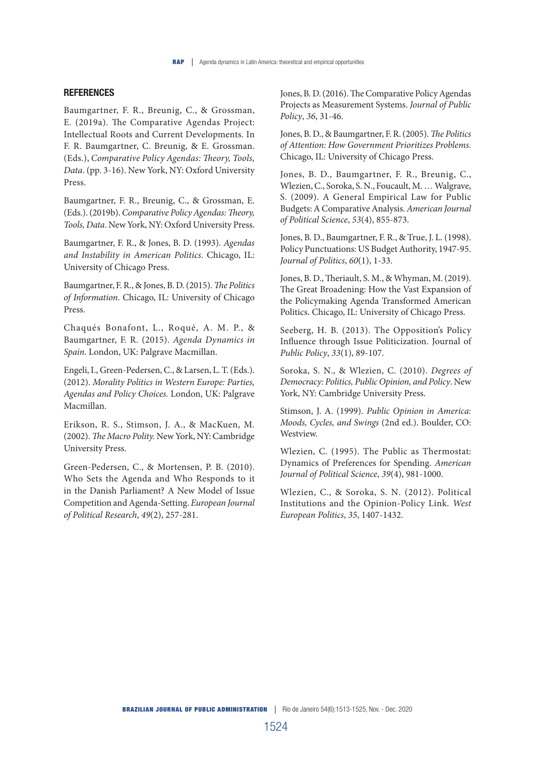## REFERENCES

Baumgartner, F. R., Breunig, C., & Grossman, E. (2019a). The Comparative Agendas Project: Intellectual Roots and Current Developments. In F. R. Baumgartner, C. Breunig, & E. Grossman. (Eds.), *Comparative Policy Agendas: Theory, Tools, Data*. (pp. 3-16). New York, NY: Oxford University Press.

Baumgartner, F. R., Breunig, C., & Grossman, E. (Eds.). (2019b). *Comparative Policy Agendas: Theory, Tools, Data*. New York, NY: Oxford University Press.

Baumgartner, F. R., & Jones, B. D. (1993). *Agendas and Instability in American Politics*. Chicago, IL: University of Chicago Press.

Baumgartner, F. R., & Jones, B. D. (2015). *The Politics of Information*. Chicago, IL: University of Chicago Press.

Chaqués Bonafont, L., Roqué, A. M. P., & Baumgartner, F. R. (2015). *Agenda Dynamics in Spain*. London, UK: Palgrave Macmillan.

Engeli, I., Green-Pedersen, C., & Larsen, L. T. (Eds.). (2012). *Morality Politics in Western Europe: Parties, Agendas and Policy Choices.* London, UK: Palgrave Macmillan.

Erikson, R. S., Stimson, J. A., & MacKuen, M. (2002). *The Macro Polity.* New York, NY: Cambridge University Press.

Green-Pedersen, C., & Mortensen, P. B. (2010). Who Sets the Agenda and Who Responds to it in the Danish Parliament? A New Model of Issue Competition and Agenda-Setting. *European Journal of Political Research*, *49*(2), 257-281.

Jones, B. D. (2016). The Comparative Policy Agendas Projects as Measurement Systems. *Journal of Public Policy*, *36*, 31-46.

Jones, B. D., & Baumgartner, F. R. (2005). *The Politics of Attention: How Government Prioritizes Problems*. Chicago, IL: University of Chicago Press.

Jones, B. D., Baumgartner, F. R., Breunig, C., Wlezien, C., Soroka, S. N., Foucault, M. … Walgrave, S. (2009). A General Empirical Law for Public Budgets: A Comparative Analysis. *American Journal of Political Science*, *53*(4), 855-873.

Jones, B. D., Baumgartner, F. R., & True, J. L. (1998). Policy Punctuations: US Budget Authority, 1947-95. *Journal of Politics*, *60*(1), 1-33.

Jones, B. D., Theriault, S. M., & Whyman, M. (2019). The Great Broadening: How the Vast Expansion of the Policymaking Agenda Transformed American Politics. Chicago, IL: University of Chicago Press.

Seeberg, H. B. (2013). The Opposition's Policy Influence through Issue Politicization. Journal of *Public Policy*, *33*(1), 89-107.

Soroka, S. N., & Wlezien, C. (2010). *Degrees of Democracy: Politics, Public Opinion, and Policy*. New York, NY: Cambridge University Press.

Stimson, J. A. (1999). *Public Opinion in America: Moods, Cycles, and Swings* (2nd ed.). Boulder, CO: Westview.

Wlezien, C. (1995). The Public as Thermostat: Dynamics of Preferences for Spending. *American Journal of Political Science*, *39*(4), 981-1000.

Wlezien, C., & Soroka, S. N. (2012). Political Institutions and the Opinion-Policy Link. *West European Politics*, *35*, 1407-1432.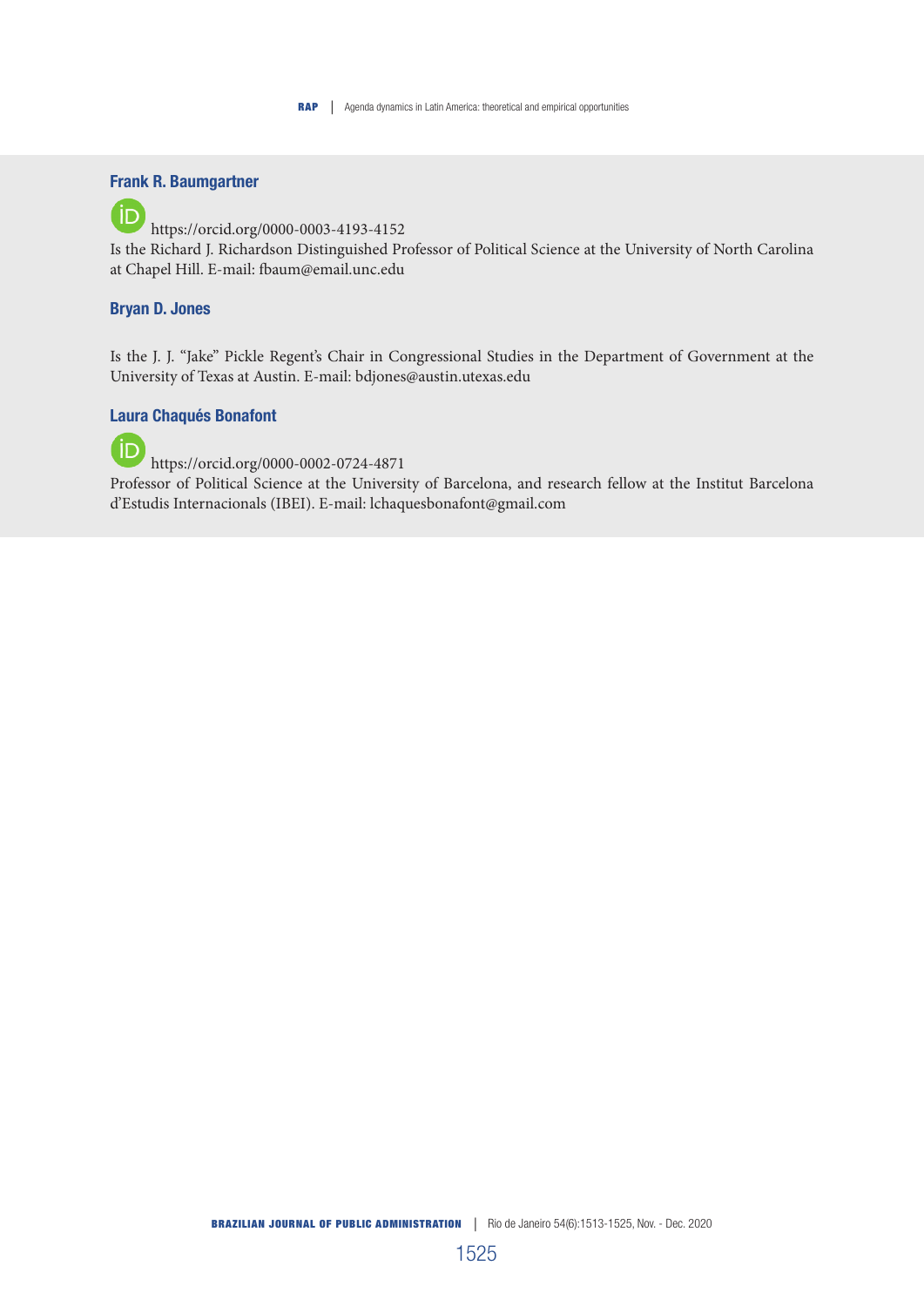**Frank R. Baumgartner**

https://orcid.org/0000-0003-4193-4152

Is the Richard J. Richardson Distinguished Professor of Political Science at the University of North Carolina at Chapel Hill. E-mail: fbaum@email.unc.edu

**Bryan D. Jones**

Is the J. J. "Jake" Pickle Regent's Chair in Congressional Studies in the Department of Government at the University of Texas at Austin. E-mail: bdjones@austin.utexas.edu

**Laura Chaqués Bonafont**

https://orcid.org/0000-0002-0724-4871

Professor of Political Science at the University of Barcelona, and research fellow at the Institut Barcelona d'Estudis Internacionals (IBEI). E-mail: lchaquesbonafont@gmail.com